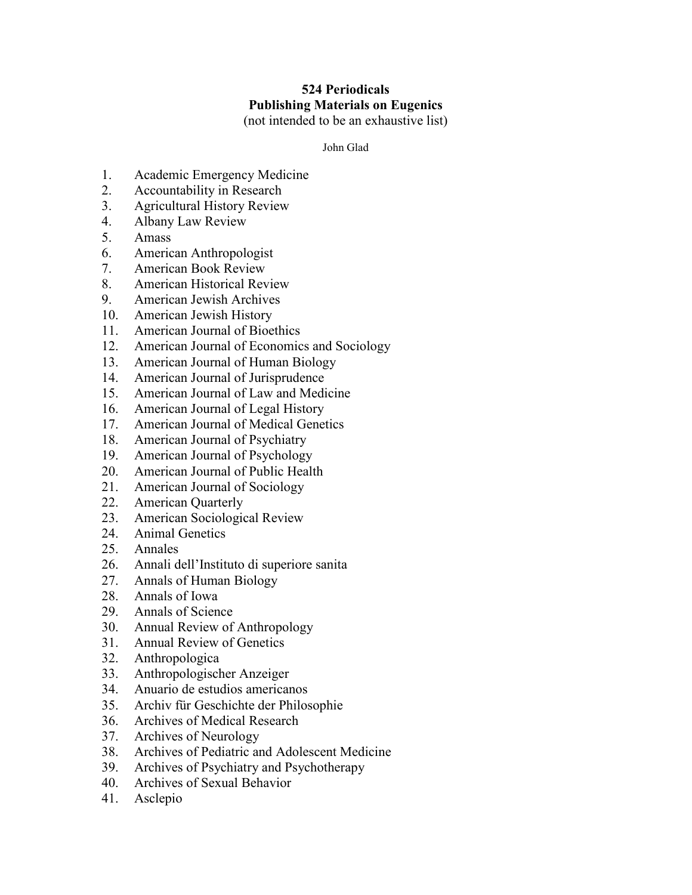# 524 Periodicals
# Publishing Materials on Eugenics

(not intended to be an exhaustive list)

John Glad

1. Academic Emergency Medicine
2. Accountability in Research
3. Agricultural History Review
4. Albany Law Review
5. Amass
6. American Anthropologist
7. American Book Review
8. American Historical Review
9. American Jewish Archives
10. American Jewish History
11. American Journal of Bioethics
12. American Journal of Economics and Sociology
13. American Journal of Human Biology
14. American Journal of Jurisprudence
15. American Journal of Law and Medicine
16. American Journal of Legal History
17. American Journal of Medical Genetics
18. American Journal of Psychiatry
19. American Journal of Psychology
20. American Journal of Public Health
21. American Journal of Sociology
22. American Quarterly
23. American Sociological Review
24. Animal Genetics
25. Annales
26. Annali dell'Instituto di superiore sanita
27. Annals of Human Biology
28. Annals of Iowa
29. Annals of Science
30. Annual Review of Anthropology
31. Annual Review of Genetics
32. Anthropologica
33. Anthropologischer Anzeiger
34. Anuario de estudios americanos
35. Archiv für Geschichte der Philosophie
36. Archives of Medical Research
37. Archives of Neurology
38. Archives of Pediatric and Adolescent Medicine
39. Archives of Psychiatry and Psychotherapy
40. Archives of Sexual Behavior
41. Asclepio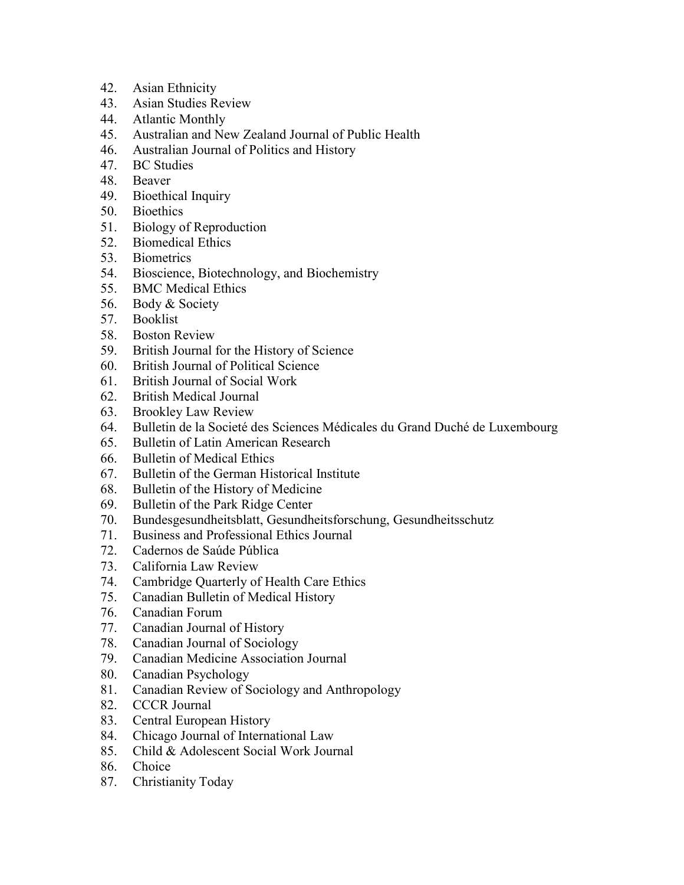42. Asian Ethnicity
43. Asian Studies Review
44. Atlantic Monthly
45. Australian and New Zealand Journal of Public Health
46. Australian Journal of Politics and History
47. BC Studies
48. Beaver
49. Bioethical Inquiry
50. Bioethics
51. Biology of Reproduction
52. Biomedical Ethics
53. Biometrics
54. Bioscience, Biotechnology, and Biochemistry
55. BMC Medical Ethics
56. Body & Society
57. Booklist
58. Boston Review
59. British Journal for the History of Science
60. British Journal of Political Science
61. British Journal of Social Work
62. British Medical Journal
63. Brookley Law Review
64. Bulletin de la Societé des Sciences Médicales du Grand Duché de Luxembourg
65. Bulletin of Latin American Research
66. Bulletin of Medical Ethics
67. Bulletin of the German Historical Institute
68. Bulletin of the History of Medicine
69. Bulletin of the Park Ridge Center
70. Bundesgesundheitsblatt, Gesundheitsforschung, Gesundheitsschutz
71. Business and Professional Ethics Journal
72. Cadernos de Saúde Pública
73. California Law Review
74. Cambridge Quarterly of Health Care Ethics
75. Canadian Bulletin of Medical History
76. Canadian Forum
77. Canadian Journal of History
78. Canadian Journal of Sociology
79. Canadian Medicine Association Journal
80. Canadian Psychology
81. Canadian Review of Sociology and Anthropology
82. CCCR Journal
83. Central European History
84. Chicago Journal of International Law
85. Child & Adolescent Social Work Journal
86. Choice
87. Christianity Today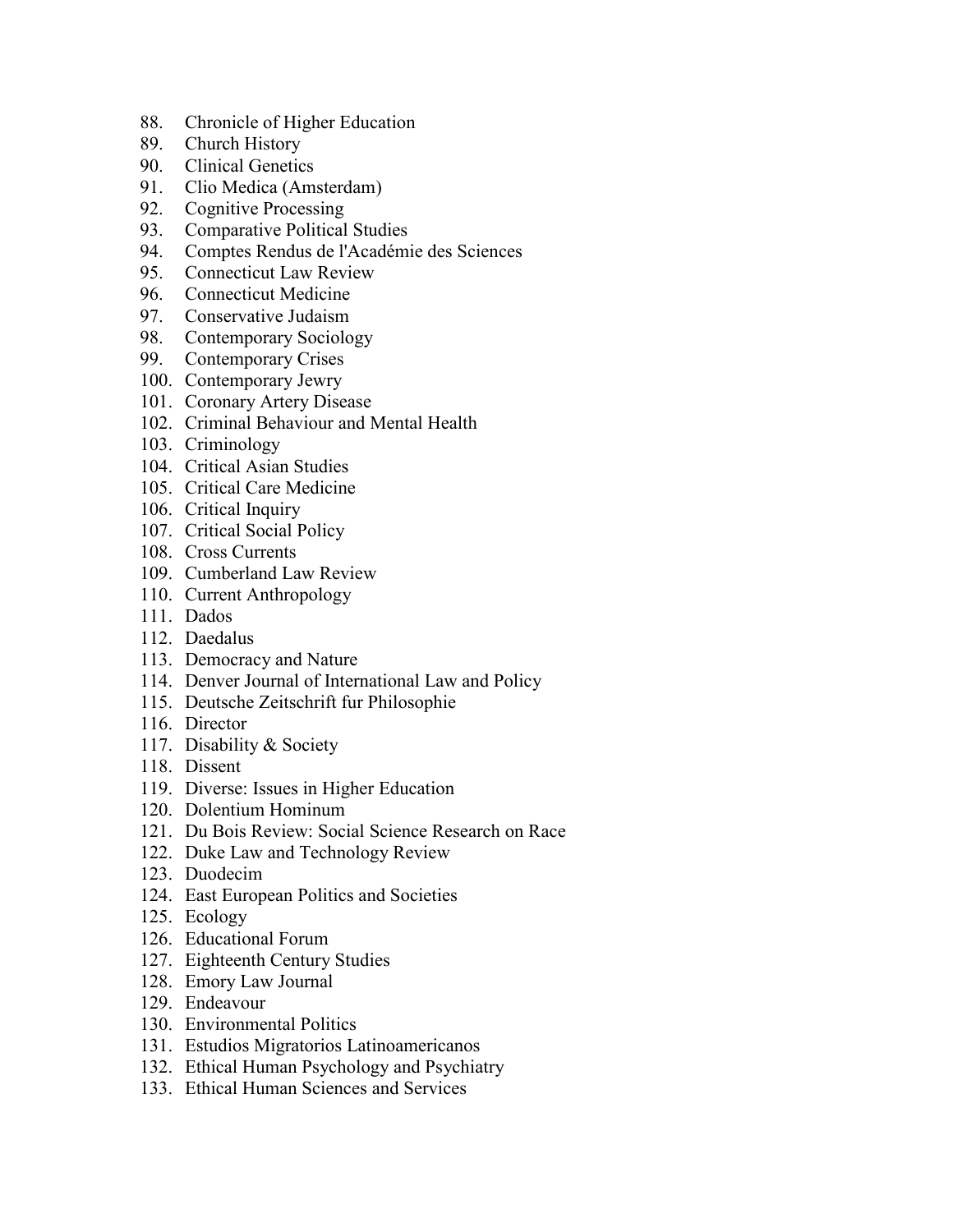88. Chronicle of Higher Education
89. Church History
90. Clinical Genetics
91. Clio Medica (Amsterdam)
92. Cognitive Processing
93. Comparative Political Studies
94. Comptes Rendus de l'Académie des Sciences
95. Connecticut Law Review
96. Connecticut Medicine
97. Conservative Judaism
98. Contemporary Sociology
99. Contemporary Crises
100. Contemporary Jewry
101. Coronary Artery Disease
102. Criminal Behaviour and Mental Health
103. Criminology
104. Critical Asian Studies
105. Critical Care Medicine
106. Critical Inquiry
107. Critical Social Policy
108. Cross Currents
109. Cumberland Law Review
110. Current Anthropology
111. Dados
112. Daedalus
113. Democracy and Nature
114. Denver Journal of International Law and Policy
115. Deutsche Zeitschrift fur Philosophie
116. Director
117. Disability & Society
118. Dissent
119. Diverse: Issues in Higher Education
120. Dolentium Hominum
121. Du Bois Review: Social Science Research on Race
122. Duke Law and Technology Review
123. Duodecim
124. East European Politics and Societies
125. Ecology
126. Educational Forum
127. Eighteenth Century Studies
128. Emory Law Journal
129. Endeavour
130. Environmental Politics
131. Estudios Migratorios Latinoamericanos
132. Ethical Human Psychology and Psychiatry
133. Ethical Human Sciences and Services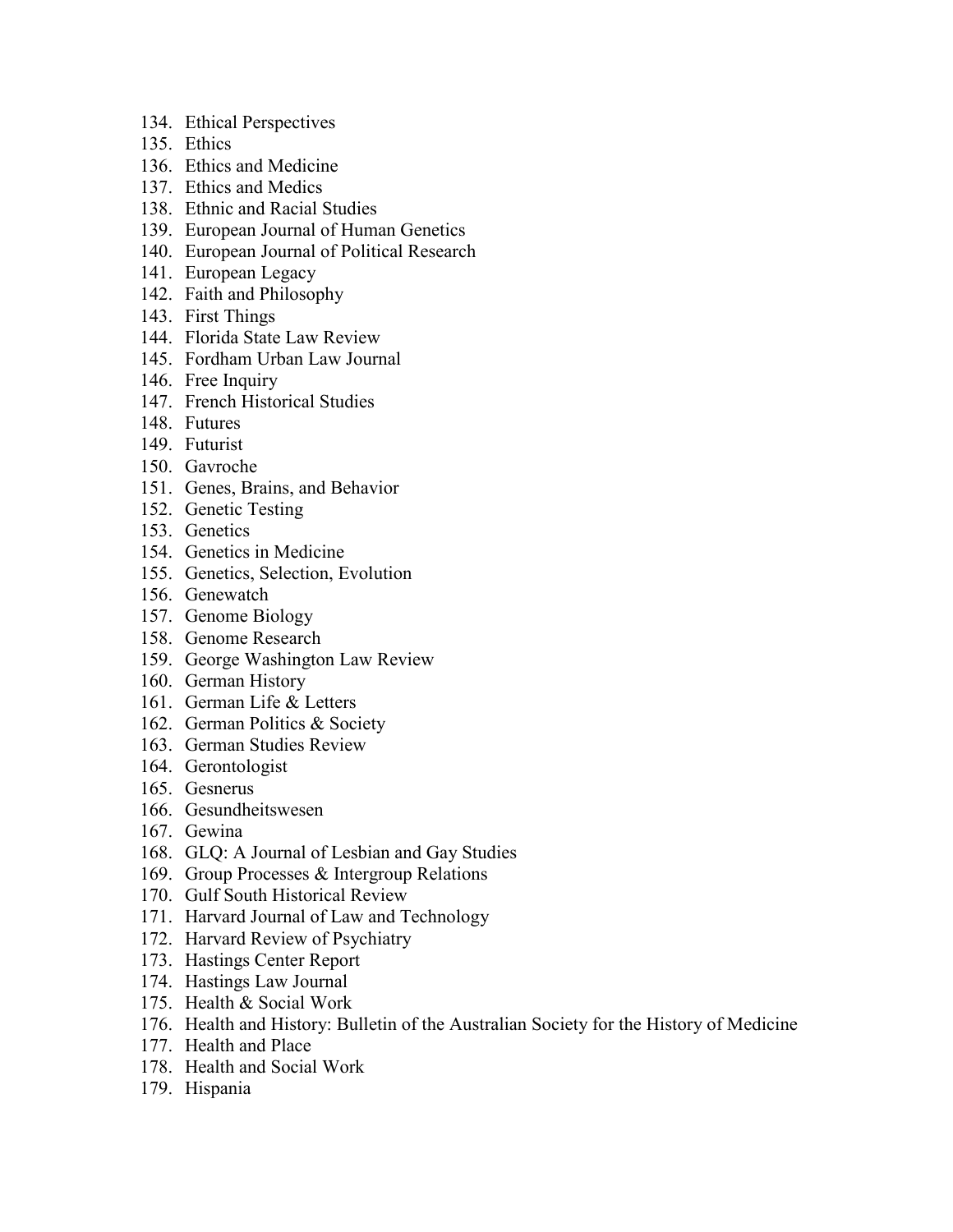134. Ethical Perspectives
135. Ethics
136. Ethics and Medicine
137. Ethics and Medics
138. Ethnic and Racial Studies
139. European Journal of Human Genetics
140. European Journal of Political Research
141. European Legacy
142. Faith and Philosophy
143. First Things
144. Florida State Law Review
145. Fordham Urban Law Journal
146. Free Inquiry
147. French Historical Studies
148. Futures
149. Futurist
150. Gavroche
151. Genes, Brains, and Behavior
152. Genetic Testing
153. Genetics
154. Genetics in Medicine
155. Genetics, Selection, Evolution
156. Genewatch
157. Genome Biology
158. Genome Research
159. George Washington Law Review
160. German History
161. German Life & Letters
162. German Politics & Society
163. German Studies Review
164. Gerontologist
165. Gesnerus
166. Gesundheitswesen
167. Gewina
168. GLQ: A Journal of Lesbian and Gay Studies
169. Group Processes & Intergroup Relations
170. Gulf South Historical Review
171. Harvard Journal of Law and Technology
172. Harvard Review of Psychiatry
173. Hastings Center Report
174. Hastings Law Journal
175. Health & Social Work
176. Health and History: Bulletin of the Australian Society for the History of Medicine
177. Health and Place
178. Health and Social Work
179. Hispania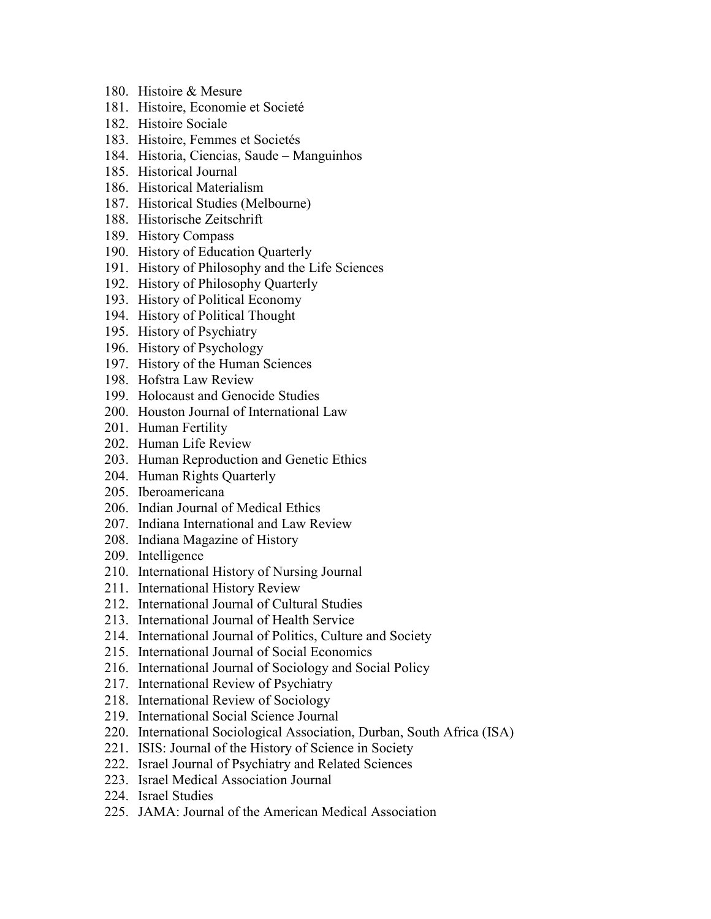180. Histoire & Mesure
181. Histoire, Economie et Societé
182. Histoire Sociale
183. Histoire, Femmes et Societés
184. Historia, Ciencias, Saude – Manguinhos
185. Historical Journal
186. Historical Materialism
187. Historical Studies (Melbourne)
188. Historische Zeitschrift
189. History Compass
190. History of Education Quarterly
191. History of Philosophy and the Life Sciences
192. History of Philosophy Quarterly
193. History of Political Economy
194. History of Political Thought
195. History of Psychiatry
196. History of Psychology
197. History of the Human Sciences
198. Hofstra Law Review
199. Holocaust and Genocide Studies
200. Houston Journal of International Law
201. Human Fertility
202. Human Life Review
203. Human Reproduction and Genetic Ethics
204. Human Rights Quarterly
205. Iberoamericana
206. Indian Journal of Medical Ethics
207. Indiana International and Law Review
208. Indiana Magazine of History
209. Intelligence
210. International History of Nursing Journal
211. International History Review
212. International Journal of Cultural Studies
213. International Journal of Health Service
214. International Journal of Politics, Culture and Society
215. International Journal of Social Economics
216. International Journal of Sociology and Social Policy
217. International Review of Psychiatry
218. International Review of Sociology
219. International Social Science Journal
220. International Sociological Association, Durban, South Africa (ISA)
221. ISIS: Journal of the History of Science in Society
222. Israel Journal of Psychiatry and Related Sciences
223. Israel Medical Association Journal
224. Israel Studies
225. JAMA: Journal of the American Medical Association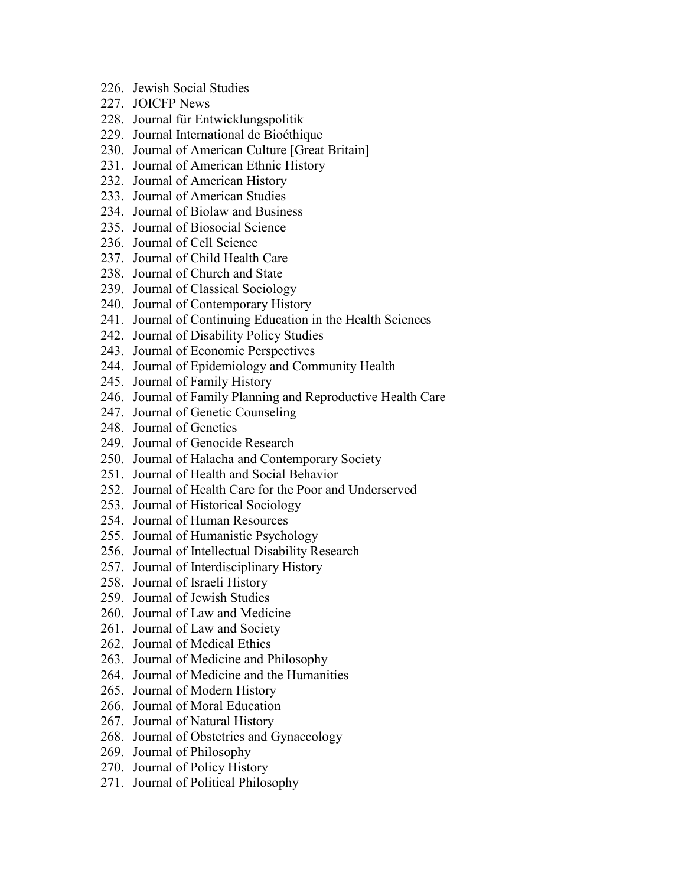226. Jewish Social Studies
227. JOICFP News
228. Journal für Entwicklungspolitik
229. Journal International de Bioéthique
230. Journal of American Culture [Great Britain]
231. Journal of American Ethnic History
232. Journal of American History
233. Journal of American Studies
234. Journal of Biolaw and Business
235. Journal of Biosocial Science
236. Journal of Cell Science
237. Journal of Child Health Care
238. Journal of Church and State
239. Journal of Classical Sociology
240. Journal of Contemporary History
241. Journal of Continuing Education in the Health Sciences
242. Journal of Disability Policy Studies
243. Journal of Economic Perspectives
244. Journal of Epidemiology and Community Health
245. Journal of Family History
246. Journal of Family Planning and Reproductive Health Care
247. Journal of Genetic Counseling
248. Journal of Genetics
249. Journal of Genocide Research
250. Journal of Halacha and Contemporary Society
251. Journal of Health and Social Behavior
252. Journal of Health Care for the Poor and Underserved
253. Journal of Historical Sociology
254. Journal of Human Resources
255. Journal of Humanistic Psychology
256. Journal of Intellectual Disability Research
257. Journal of Interdisciplinary History
258. Journal of Israeli History
259. Journal of Jewish Studies
260. Journal of Law and Medicine
261. Journal of Law and Society
262. Journal of Medical Ethics
263. Journal of Medicine and Philosophy
264. Journal of Medicine and the Humanities
265. Journal of Modern History
266. Journal of Moral Education
267. Journal of Natural History
268. Journal of Obstetrics and Gynaecology
269. Journal of Philosophy
270. Journal of Policy History
271. Journal of Political Philosophy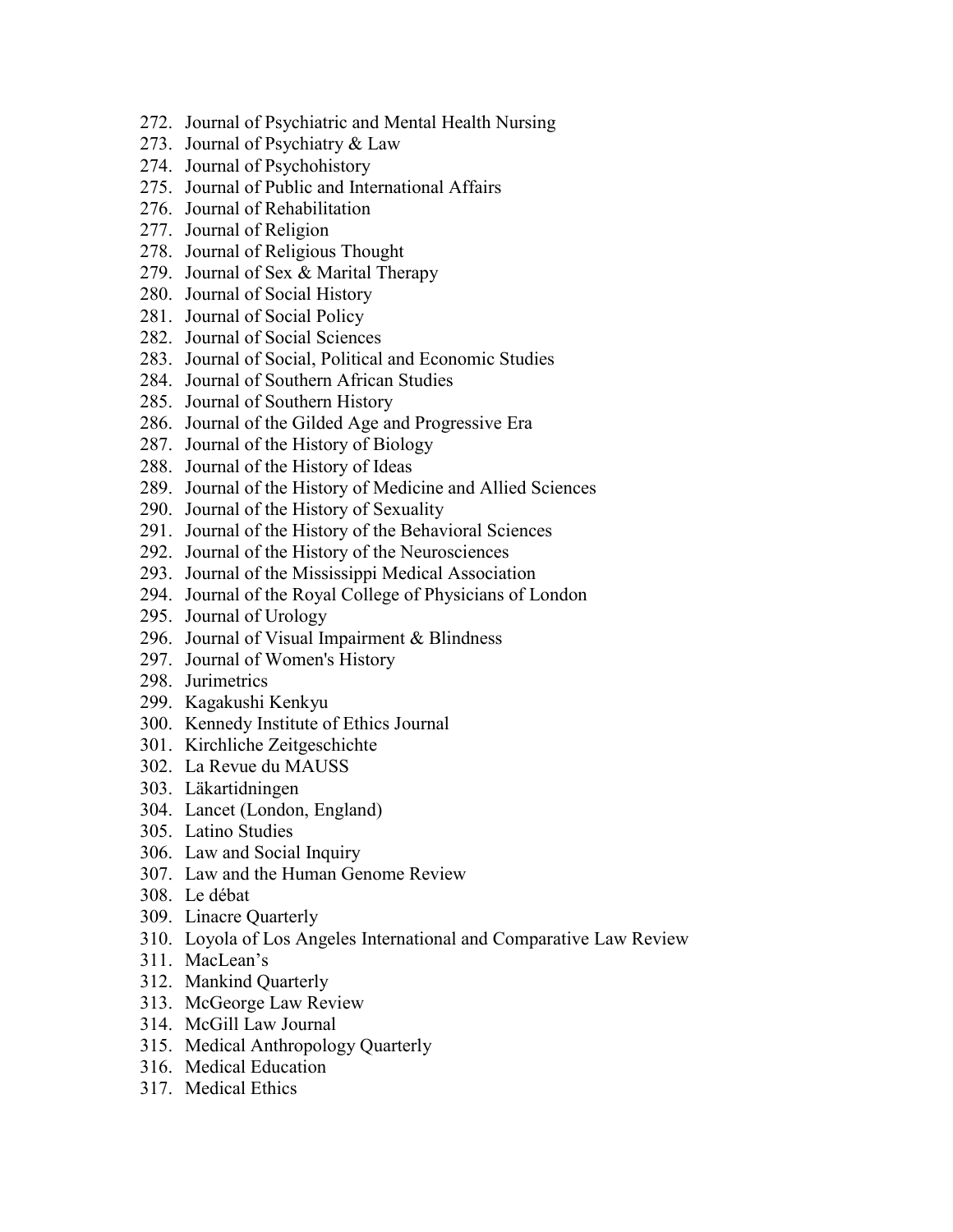272. Journal of Psychiatric and Mental Health Nursing
273. Journal of Psychiatry & Law
274. Journal of Psychohistory
275. Journal of Public and International Affairs
276. Journal of Rehabilitation
277. Journal of Religion
278. Journal of Religious Thought
279. Journal of Sex & Marital Therapy
280. Journal of Social History
281. Journal of Social Policy
282. Journal of Social Sciences
283. Journal of Social, Political and Economic Studies
284. Journal of Southern African Studies
285. Journal of Southern History
286. Journal of the Gilded Age and Progressive Era
287. Journal of the History of Biology
288. Journal of the History of Ideas
289. Journal of the History of Medicine and Allied Sciences
290. Journal of the History of Sexuality
291. Journal of the History of the Behavioral Sciences
292. Journal of the History of the Neurosciences
293. Journal of the Mississippi Medical Association
294. Journal of the Royal College of Physicians of London
295. Journal of Urology
296. Journal of Visual Impairment & Blindness
297. Journal of Women's History
298. Jurimetrics
299. Kagakushi Kenkyu
300. Kennedy Institute of Ethics Journal
301. Kirchliche Zeitgeschichte
302. La Revue du MAUSS
303. Läkartidningen
304. Lancet (London, England)
305. Latino Studies
306. Law and Social Inquiry
307. Law and the Human Genome Review
308. Le débat
309. Linacre Quarterly
310. Loyola of Los Angeles International and Comparative Law Review
311. MacLean's
312. Mankind Quarterly
313. McGeorge Law Review
314. McGill Law Journal
315. Medical Anthropology Quarterly
316. Medical Education
317. Medical Ethics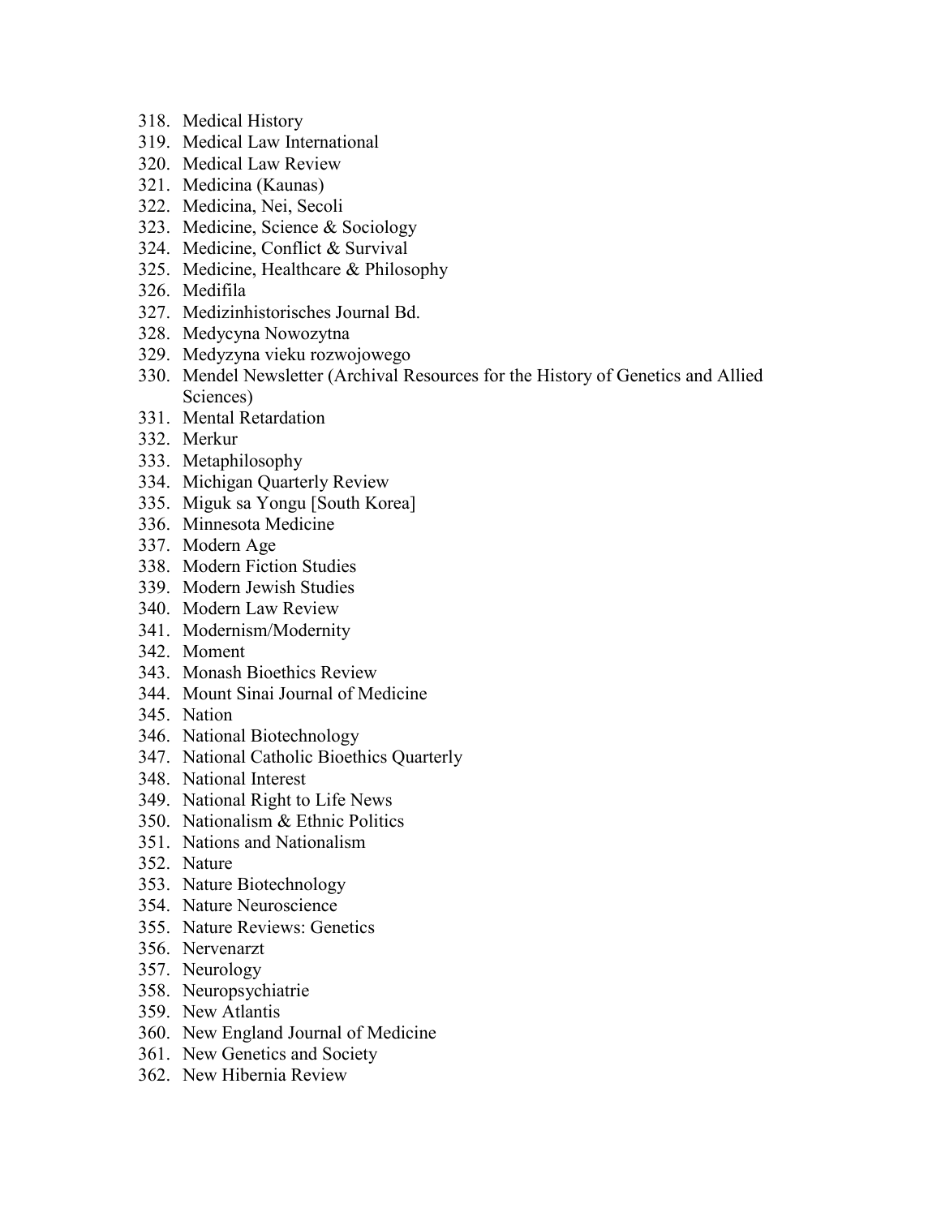318. Medical History
319. Medical Law International
320. Medical Law Review
321. Medicina (Kaunas)
322. Medicina, Nei, Secoli
323. Medicine, Science & Sociology
324. Medicine, Conflict & Survival
325. Medicine, Healthcare & Philosophy
326. Medifila
327. Medizinhistorisches Journal Bd.
328. Medycyna Nowozytna
329. Medyzyna vieku rozwojowego
330. Mendel Newsletter (Archival Resources for the History of Genetics and Allied Sciences)
331. Mental Retardation
332. Merkur
333. Metaphilosophy
334. Michigan Quarterly Review
335. Miguk sa Yongu [South Korea]
336. Minnesota Medicine
337. Modern Age
338. Modern Fiction Studies
339. Modern Jewish Studies
340. Modern Law Review
341. Modernism/Modernity
342. Moment
343. Monash Bioethics Review
344. Mount Sinai Journal of Medicine
345. Nation
346. National Biotechnology
347. National Catholic Bioethics Quarterly
348. National Interest
349. National Right to Life News
350. Nationalism & Ethnic Politics
351. Nations and Nationalism
352. Nature
353. Nature Biotechnology
354. Nature Neuroscience
355. Nature Reviews: Genetics
356. Nervenarzt
357. Neurology
358. Neuropsychiatrie
359. New Atlantis
360. New England Journal of Medicine
361. New Genetics and Society
362. New Hibernia Review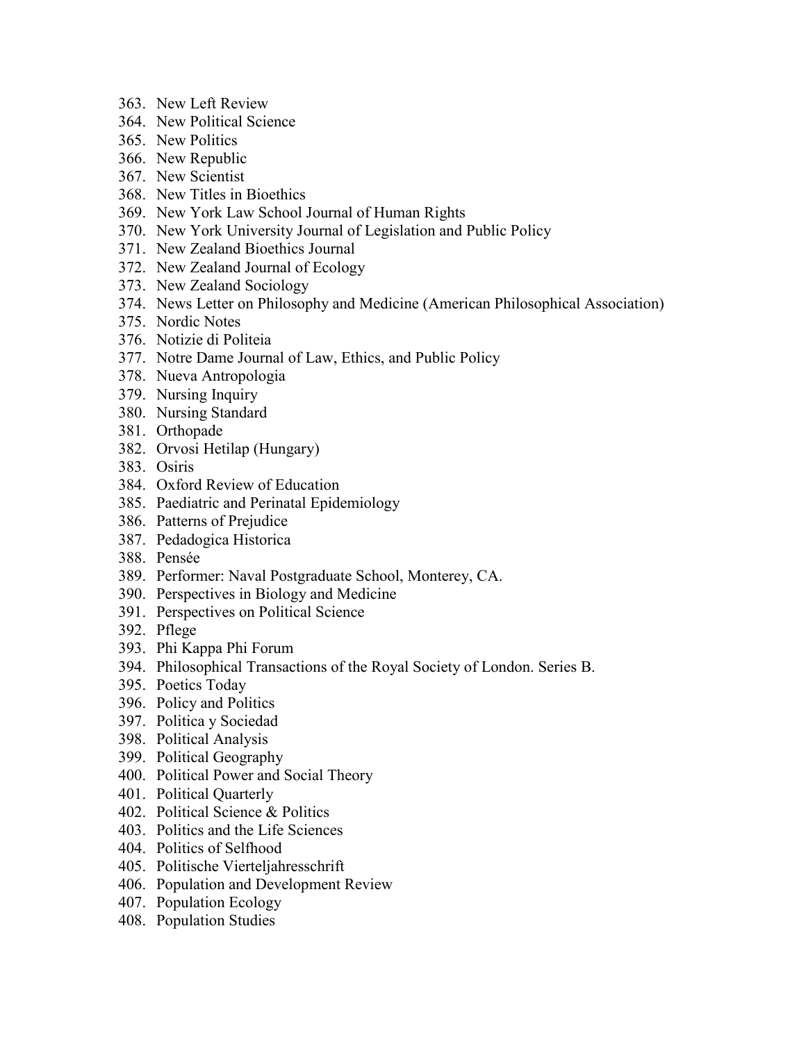363. New Left Review
364. New Political Science
365. New Politics
366. New Republic
367. New Scientist
368. New Titles in Bioethics
369. New York Law School Journal of Human Rights
370. New York University Journal of Legislation and Public Policy
371. New Zealand Bioethics Journal
372. New Zealand Journal of Ecology
373. New Zealand Sociology
374. News Letter on Philosophy and Medicine (American Philosophical Association)
375. Nordic Notes
376. Notizie di Politeia
377. Notre Dame Journal of Law, Ethics, and Public Policy
378. Nueva Antropologia
379. Nursing Inquiry
380. Nursing Standard
381. Orthopade
382. Orvosi Hetilap (Hungary)
383. Osiris
384. Oxford Review of Education
385. Paediatric and Perinatal Epidemiology
386. Patterns of Prejudice
387. Pedadogica Historica
388. Pensée
389. Performer: Naval Postgraduate School, Monterey, CA.
390. Perspectives in Biology and Medicine
391. Perspectives on Political Science
392. Pflege
393. Phi Kappa Phi Forum
394. Philosophical Transactions of the Royal Society of London. Series B.
395. Poetics Today
396. Policy and Politics
397. Politica y Sociedad
398. Political Analysis
399. Political Geography
400. Political Power and Social Theory
401. Political Quarterly
402. Political Science & Politics
403. Politics and the Life Sciences
404. Politics of Selfhood
405. Politische Vierteljahresschrift
406. Population and Development Review
407. Population Ecology
408. Population Studies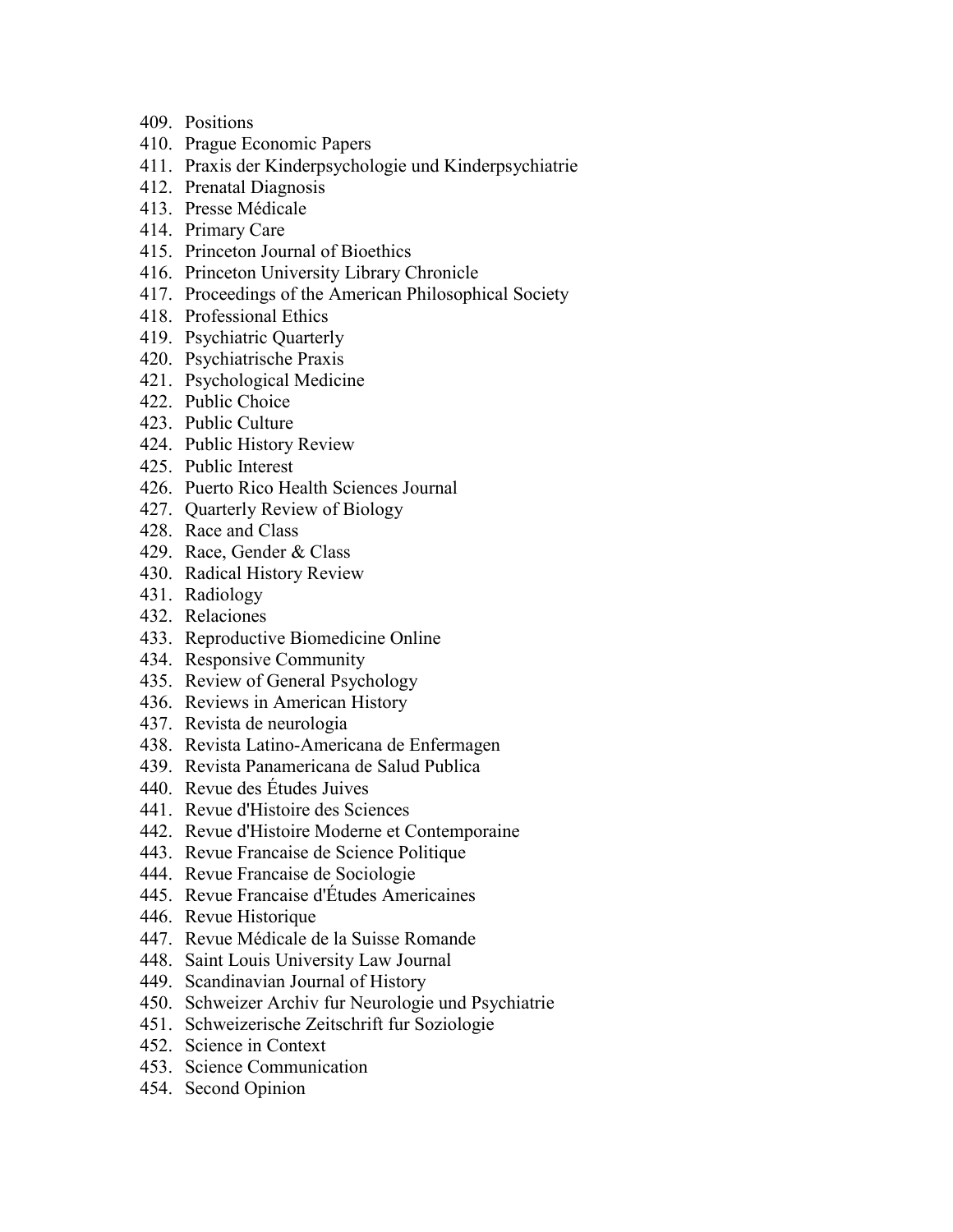409. Positions
410. Prague Economic Papers
411. Praxis der Kinderpsychologie und Kinderpsychiatrie
412. Prenatal Diagnosis
413. Presse Médicale
414. Primary Care
415. Princeton Journal of Bioethics
416. Princeton University Library Chronicle
417. Proceedings of the American Philosophical Society
418. Professional Ethics
419. Psychiatric Quarterly
420. Psychiatrische Praxis
421. Psychological Medicine
422. Public Choice
423. Public Culture
424. Public History Review
425. Public Interest
426. Puerto Rico Health Sciences Journal
427. Quarterly Review of Biology
428. Race and Class
429. Race, Gender & Class
430. Radical History Review
431. Radiology
432. Relaciones
433. Reproductive Biomedicine Online
434. Responsive Community
435. Review of General Psychology
436. Reviews in American History
437. Revista de neurologia
438. Revista Latino-Americana de Enfermagen
439. Revista Panamericana de Salud Publica
440. Revue des Études Juives
441. Revue d'Histoire des Sciences
442. Revue d'Histoire Moderne et Contemporaine
443. Revue Francaise de Science Politique
444. Revue Francaise de Sociologie
445. Revue Francaise d'Études Americaines
446. Revue Historique
447. Revue Médicale de la Suisse Romande
448. Saint Louis University Law Journal
449. Scandinavian Journal of History
450. Schweizer Archiv fur Neurologie und Psychiatrie
451. Schweizerische Zeitschrift fur Soziologie
452. Science in Context
453. Science Communication
454. Second Opinion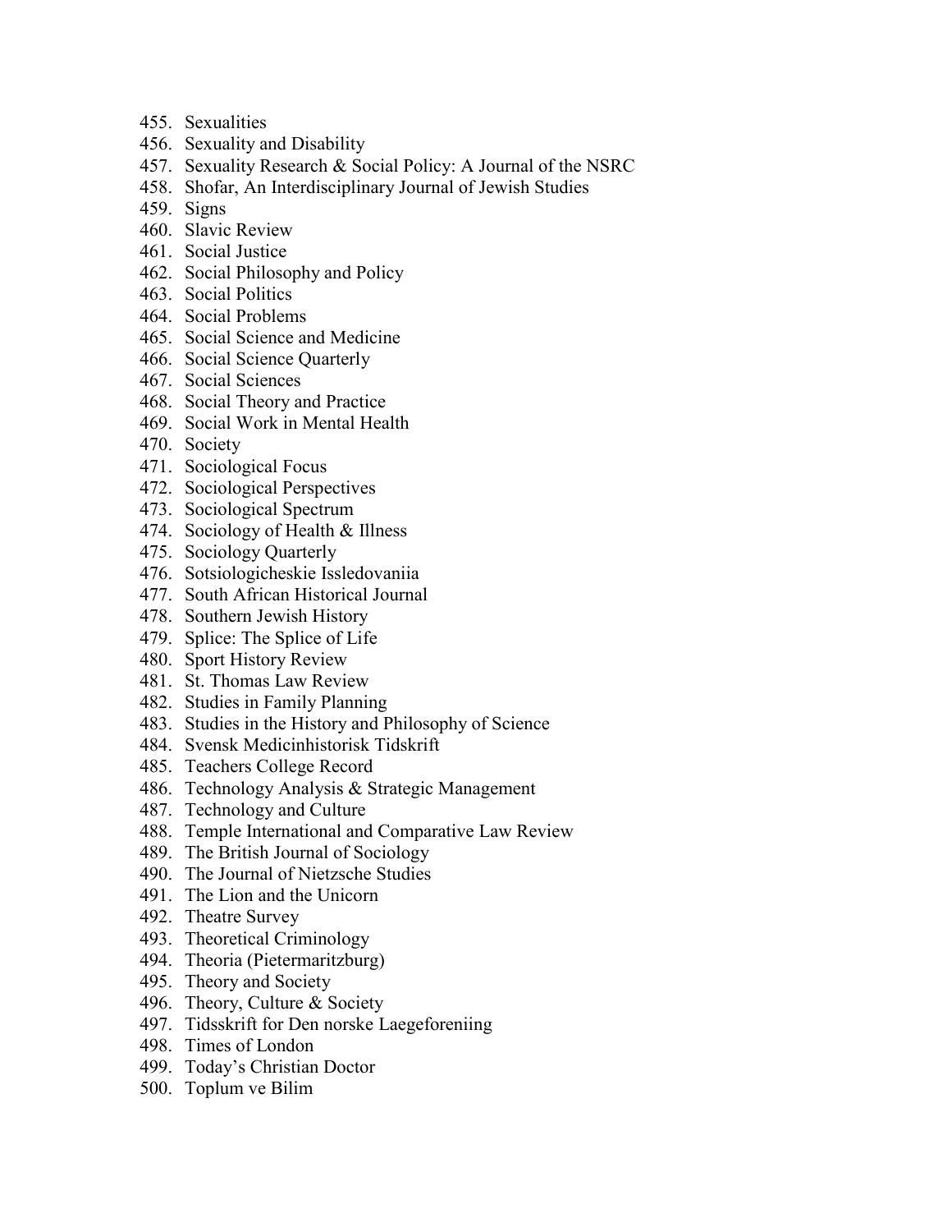455. Sexualities
456. Sexuality and Disability
457. Sexuality Research & Social Policy: A Journal of the NSRC
458. Shofar, An Interdisciplinary Journal of Jewish Studies
459. Signs
460. Slavic Review
461. Social Justice
462. Social Philosophy and Policy
463. Social Politics
464. Social Problems
465. Social Science and Medicine
466. Social Science Quarterly
467. Social Sciences
468. Social Theory and Practice
469. Social Work in Mental Health
470. Society
471. Sociological Focus
472. Sociological Perspectives
473. Sociological Spectrum
474. Sociology of Health & Illness
475. Sociology Quarterly
476. Sotsiologicheskie Issledovaniia
477. South African Historical Journal
478. Southern Jewish History
479. Splice: The Splice of Life
480. Sport History Review
481. St. Thomas Law Review
482. Studies in Family Planning
483. Studies in the History and Philosophy of Science
484. Svensk Medicinhistorisk Tidskrift
485. Teachers College Record
486. Technology Analysis & Strategic Management
487. Technology and Culture
488. Temple International and Comparative Law Review
489. The British Journal of Sociology
490. The Journal of Nietzsche Studies
491. The Lion and the Unicorn
492. Theatre Survey
493. Theoretical Criminology
494. Theoria (Pietermaritzburg)
495. Theory and Society
496. Theory, Culture & Society
497. Tidsskrift for Den norske Laegeforeniing
498. Times of London
499. Today's Christian Doctor
500. Toplum ve Bilim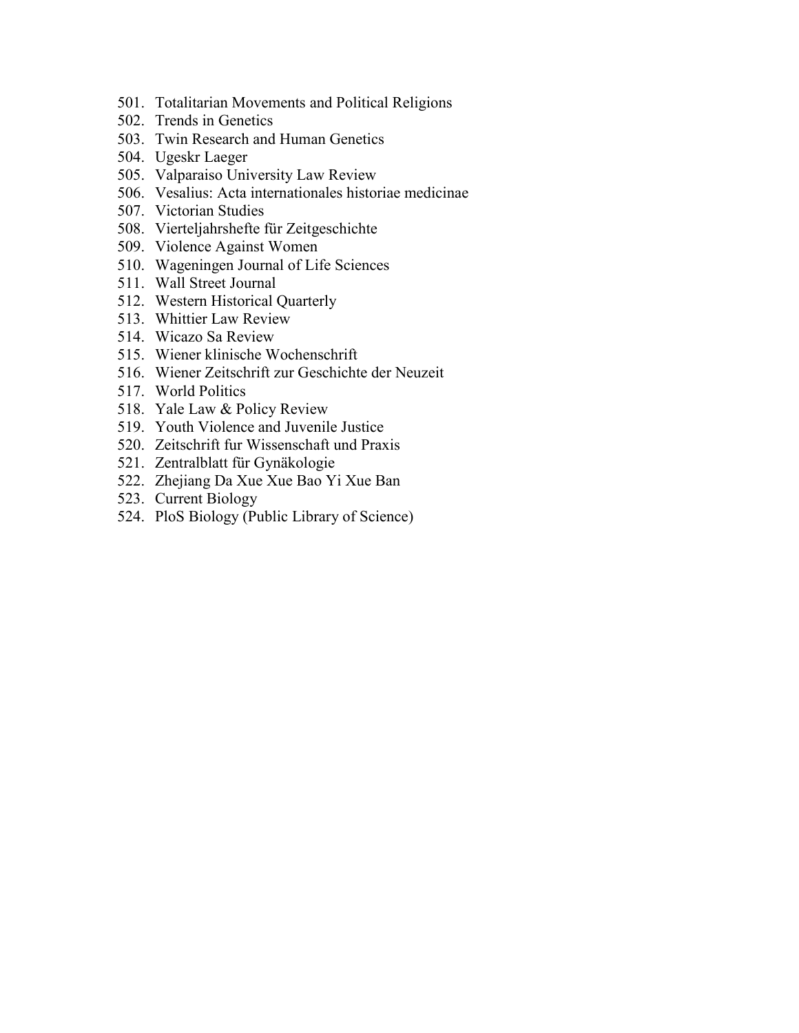501. Totalitarian Movements and Political Religions
502. Trends in Genetics
503. Twin Research and Human Genetics
504. Ugeskr Laeger
505. Valparaiso University Law Review
506. Vesalius: Acta internationales historiae medicinae
507. Victorian Studies
508. Vierteljahrshefte für Zeitgeschichte
509. Violence Against Women
510. Wageningen Journal of Life Sciences
511. Wall Street Journal
512. Western Historical Quarterly
513. Whittier Law Review
514. Wicazo Sa Review
515. Wiener klinische Wochenschrift
516. Wiener Zeitschrift zur Geschichte der Neuzeit
517. World Politics
518. Yale Law & Policy Review
519. Youth Violence and Juvenile Justice
520. Zeitschrift fur Wissenschaft und Praxis
521. Zentralblatt für Gynäkologie
522. Zhejiang Da Xue Xue Bao Yi Xue Ban
523. Current Biology
524. PloS Biology (Public Library of Science)